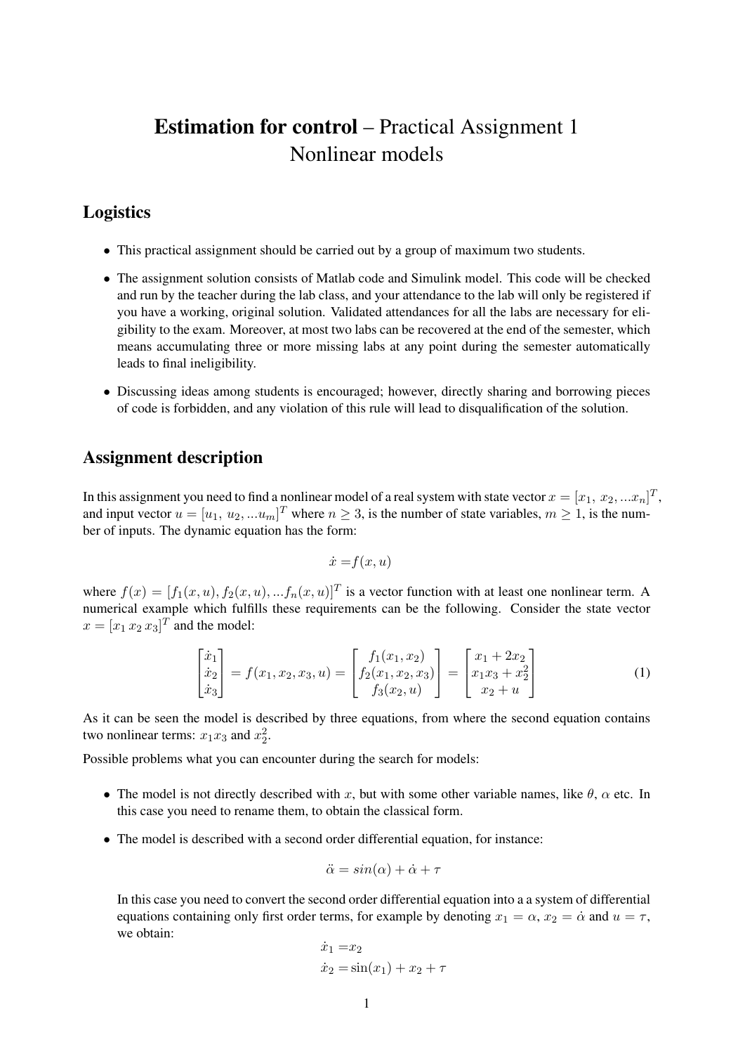# **Estimation for control** – Practical Assignment 1
# Nonlinear models

## Logistics

- This practical assignment should be carried out by a group of maximum two students.
- The assignment solution consists of Matlab code and Simulink model. This code will be checked and run by the teacher during the lab class, and your attendance to the lab will only be registered if you have a working, original solution. Validated attendances for all the labs are necessary for eligibility to the exam. Moreover, at most two labs can be recovered at the end of the semester, which means accumulating three or more missing labs at any point during the semester automatically leads to final ineligibility.
- Discussing ideas among students is encouraged; however, directly sharing and borrowing pieces of code is forbidden, and any violation of this rule will lead to disqualification of the solution.

## Assignment description

In this assignment you need to find a nonlinear model of a real system with state vector $x = [x_1,\ x_2, ...x_n]^T$, and input vector $u = [u_1,\ u_2, ...u_m]^T$ where $n \geq 3$, is the number of state variables, $m \geq 1$, is the number of inputs. The dynamic equation has the form:

$$\dot{x} = f(x, u)$$

where $f(x) = [f_1(x, u), f_2(x, u), ...f_n(x, u)]^T$ is a vector function with at least one nonlinear term. A numerical example which fulfills these requirements can be the following. Consider the state vector $x = [x_1\, x_2\, x_3]^T$ and the model:

$$\begin{bmatrix} \dot{x}_1 \\ \dot{x}_2 \\ \dot{x}_3 \end{bmatrix} = f(x_1, x_2, x_3, u) = \begin{bmatrix} f_1(x_1, x_2) \\ f_2(x_1, x_2, x_3) \\ f_3(x_2, u) \end{bmatrix} = \begin{bmatrix} x_1 + 2x_2 \\ x_1 x_3 + x_2^2 \\ x_2 + u \end{bmatrix} \tag{1}$$

As it can be seen the model is described by three equations, from where the second equation contains two nonlinear terms: $x_1 x_3$ and $x_2^2$.

Possible problems what you can encounter during the search for models:

- The model is not directly described with $x$, but with some other variable names, like $\theta$, $\alpha$ etc. In this case you need to rename them, to obtain the classical form.
- The model is described with a second order differential equation, for instance:

  $$\ddot{\alpha} = sin(\alpha) + \dot{\alpha} + \tau$$

  In this case you need to convert the second order differential equation into a a system of differential equations containing only first order terms, for example by denoting $x_1 = \alpha$, $x_2 = \dot{\alpha}$ and $u = \tau$, we obtain:

  $$\dot{x}_1 = x_2$$
  $$\dot{x}_2 = \sin(x_1) + x_2 + \tau$$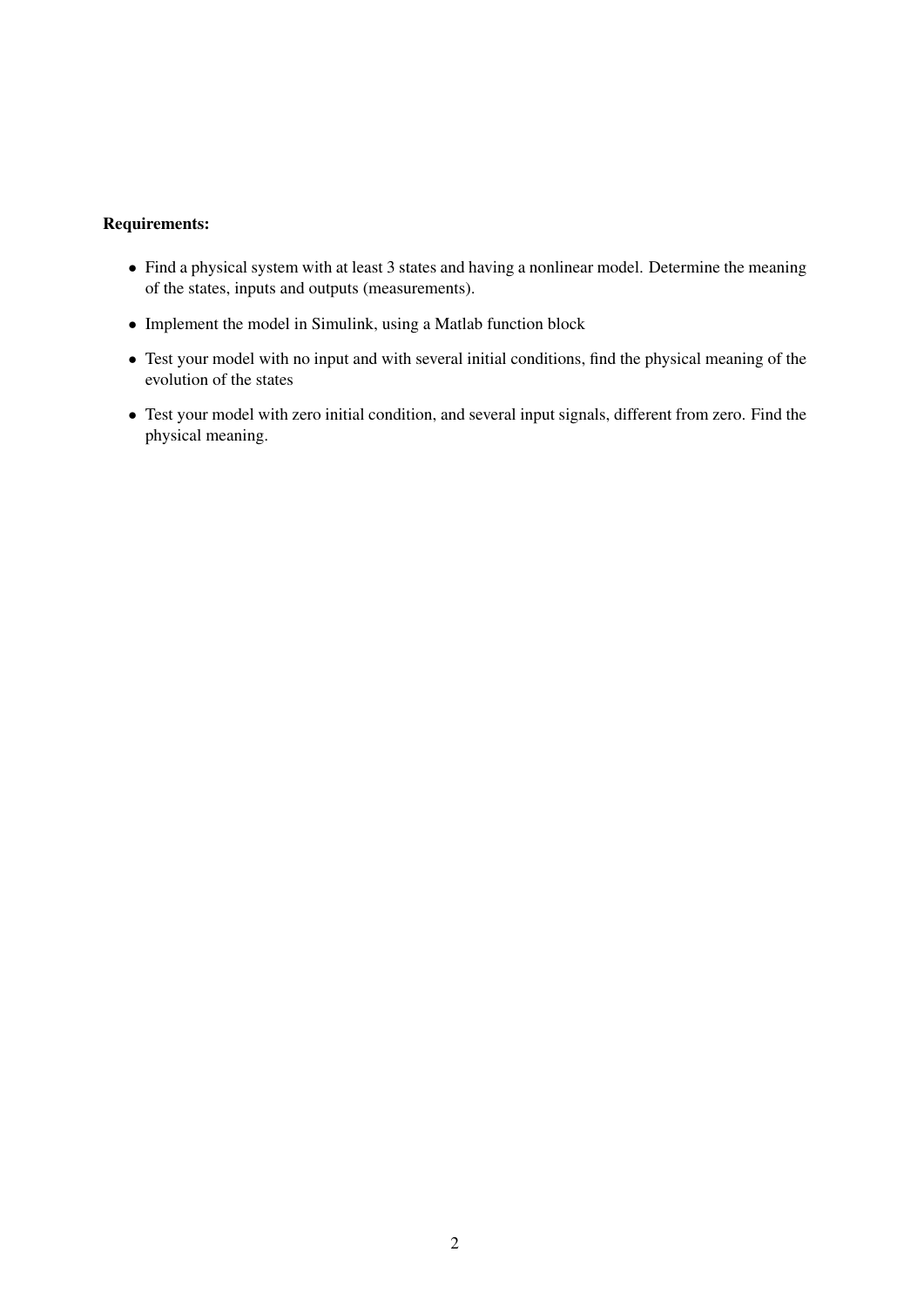**Requirements:**

- Find a physical system with at least 3 states and having a nonlinear model. Determine the meaning of the states, inputs and outputs (measurements).
- Implement the model in Simulink, using a Matlab function block
- Test your model with no input and with several initial conditions, find the physical meaning of the evolution of the states
- Test your model with zero initial condition, and several input signals, different from zero. Find the physical meaning.